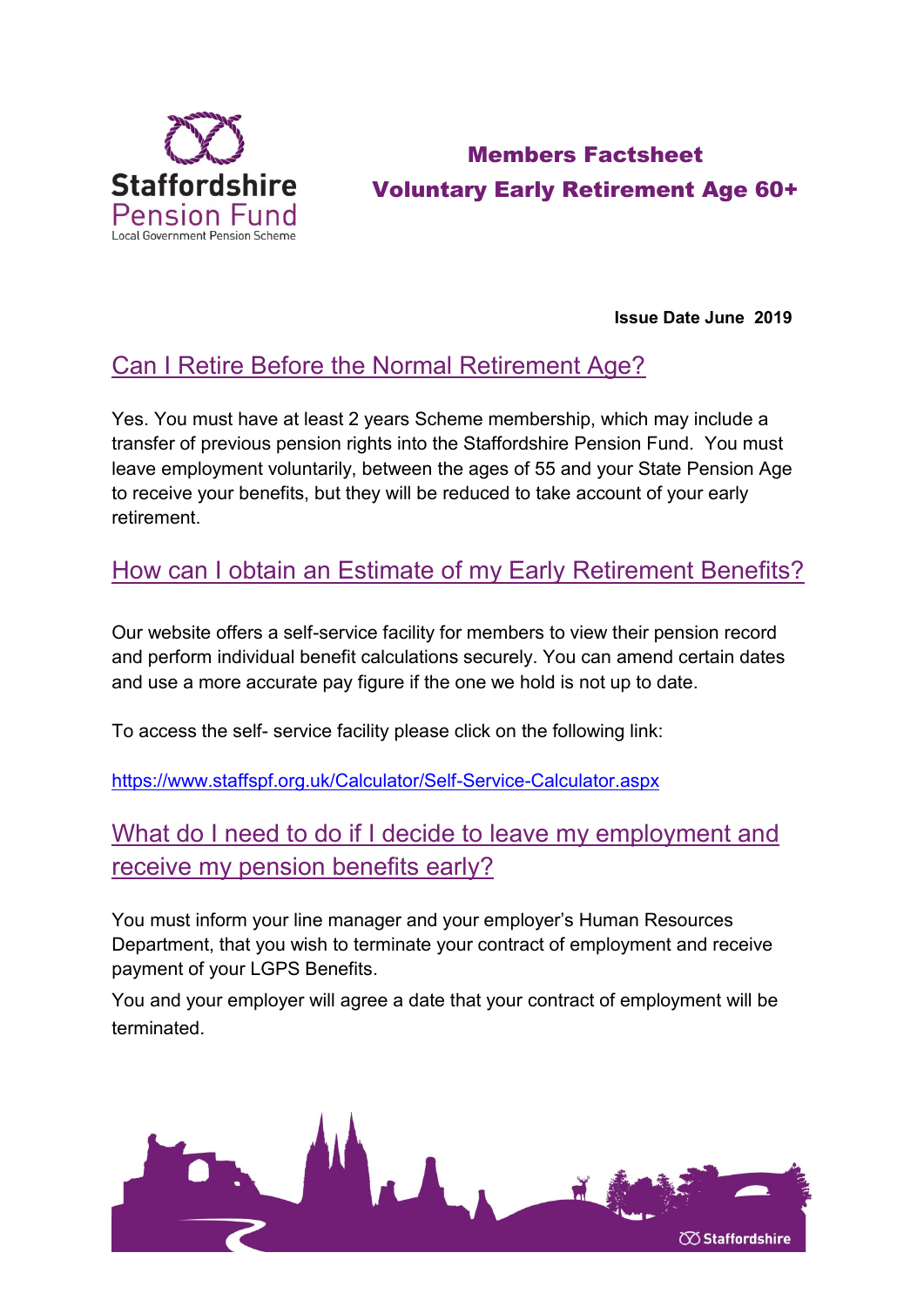# Members Factsheet

# Voluntary Early Retirement Age 60+

**Issue Date June 2019**

## Can I Retire Before the Normal Retirement Age?

Yes. You must have at least 2 years Scheme membership, which may include a transfer of previous pension rights into the Staffordshire Pension Fund. You must leave employment voluntarily, between the ages of 55 and your State Pension Age to receive your benefits, but they will be reduced to take account of your early retirement.

## How can I obtain an Estimate of my Early Retirement Benefits?

Our website offers a self-service facility for members to view their pension record and perform individual benefit calculations securely. You can amend certain dates and use a more accurate pay figure if the one we hold is not up to date.

To access the self- service facility please click on the following link:

https://www.staffspf.org.uk/Calculator/Self-Service-Calculator.aspx

## What do I need to do if I decide to leave my employment and receive my pension benefits early?

You must inform your line manager and your employer's Human Resources Department, that you wish to terminate your contract of employment and receive payment of your LGPS Benefits.

You and your employer will agree a date that your contract of employment will be terminated.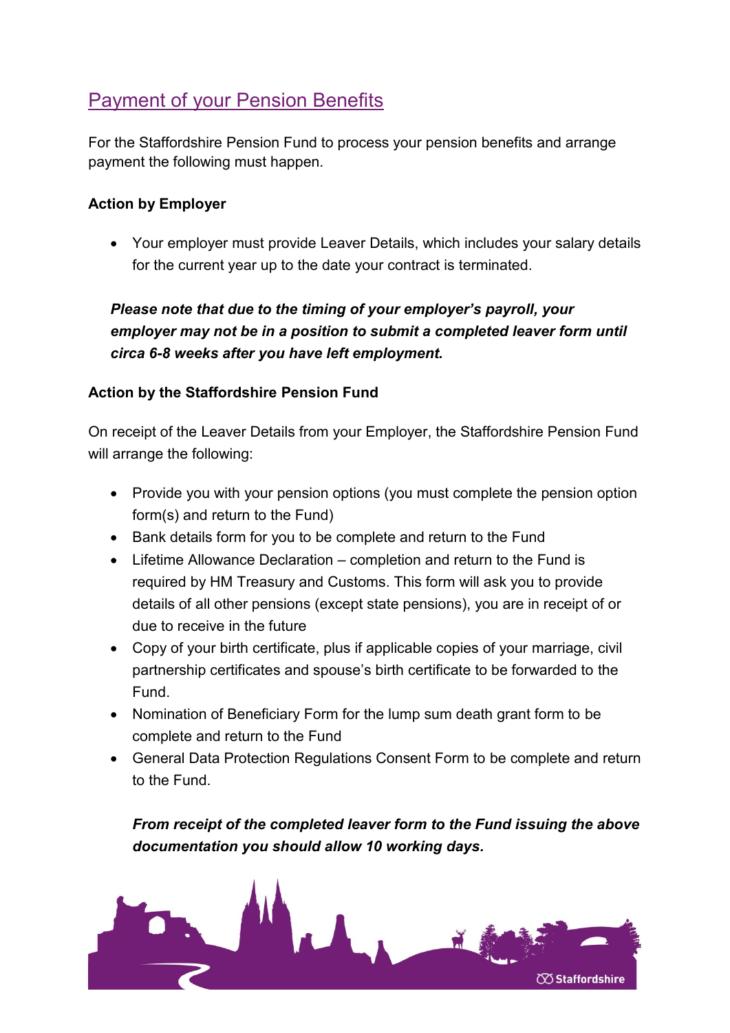## Payment of your Pension Benefits

For the Staffordshire Pension Fund to process your pension benefits and arrange payment the following must happen.

**Action by Employer**

- Your employer must provide Leaver Details, which includes your salary details for the current year up to the date your contract is terminated.

***Please note that due to the timing of your employer's payroll, your employer may not be in a position to submit a completed leaver form until circa 6-8 weeks after you have left employment.***

**Action by the Staffordshire Pension Fund**

On receipt of the Leaver Details from your Employer, the Staffordshire Pension Fund will arrange the following:

- Provide you with your pension options (you must complete the pension option form(s) and return to the Fund)
- Bank details form for you to be complete and return to the Fund
- Lifetime Allowance Declaration – completion and return to the Fund is required by HM Treasury and Customs. This form will ask you to provide details of all other pensions (except state pensions), you are in receipt of or due to receive in the future
- Copy of your birth certificate, plus if applicable copies of your marriage, civil partnership certificates and spouse's birth certificate to be forwarded to the Fund.
- Nomination of Beneficiary Form for the lump sum death grant form to be complete and return to the Fund
- General Data Protection Regulations Consent Form to be complete and return to the Fund.

***From receipt of the completed leaver form to the Fund issuing the above documentation you should allow 10 working days.***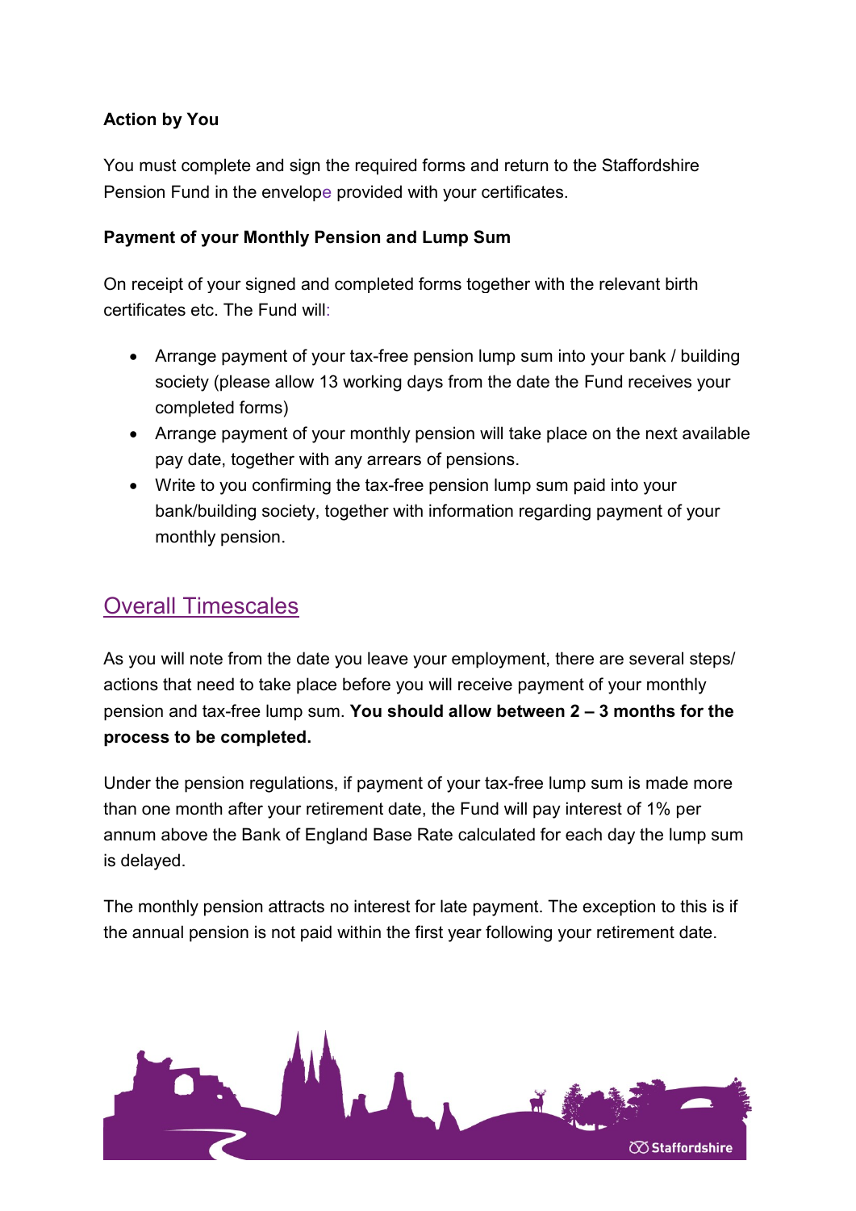**Action by You**

You must complete and sign the required forms and return to the Staffordshire Pension Fund in the envelope provided with your certificates.

**Payment of your Monthly Pension and Lump Sum**

On receipt of your signed and completed forms together with the relevant birth certificates etc. The Fund will:

- Arrange payment of your tax-free pension lump sum into your bank / building society (please allow 13 working days from the date the Fund receives your completed forms)
- Arrange payment of your monthly pension will take place on the next available pay date, together with any arrears of pensions.
- Write to you confirming the tax-free pension lump sum paid into your bank/building society, together with information regarding payment of your monthly pension.

## Overall Timescales

As you will note from the date you leave your employment, there are several steps/ actions that need to take place before you will receive payment of your monthly pension and tax-free lump sum. **You should allow between 2 – 3 months for the process to be completed.**

Under the pension regulations, if payment of your tax-free lump sum is made more than one month after your retirement date, the Fund will pay interest of 1% per annum above the Bank of England Base Rate calculated for each day the lump sum is delayed.

The monthly pension attracts no interest for late payment. The exception to this is if the annual pension is not paid within the first year following your retirement date.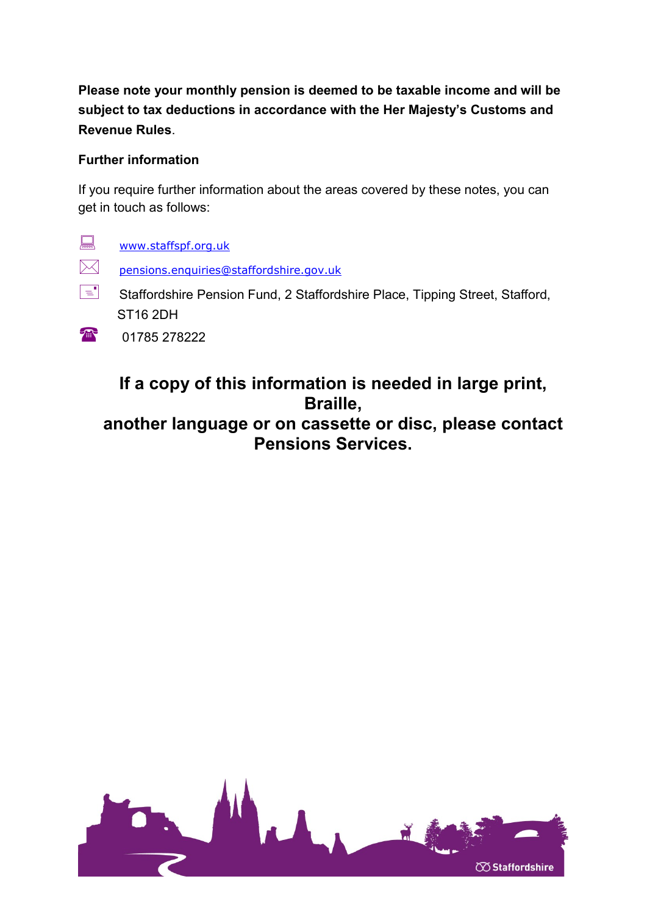**Please note your monthly pension is deemed to be taxable income and will be subject to tax deductions in accordance with the Her Majesty's Customs and Revenue Rules**.

**Further information**

If you require further information about the areas covered by these notes, you can get in touch as follows:

- www.staffspf.org.uk
- pensions.enquiries@staffordshire.gov.uk
- Staffordshire Pension Fund, 2 Staffordshire Place, Tipping Street, Stafford, ST16 2DH
- 01785 278222

## If a copy of this information is needed in large print, Braille, another language or on cassette or disc, please contact Pensions Services.

Staffordshire